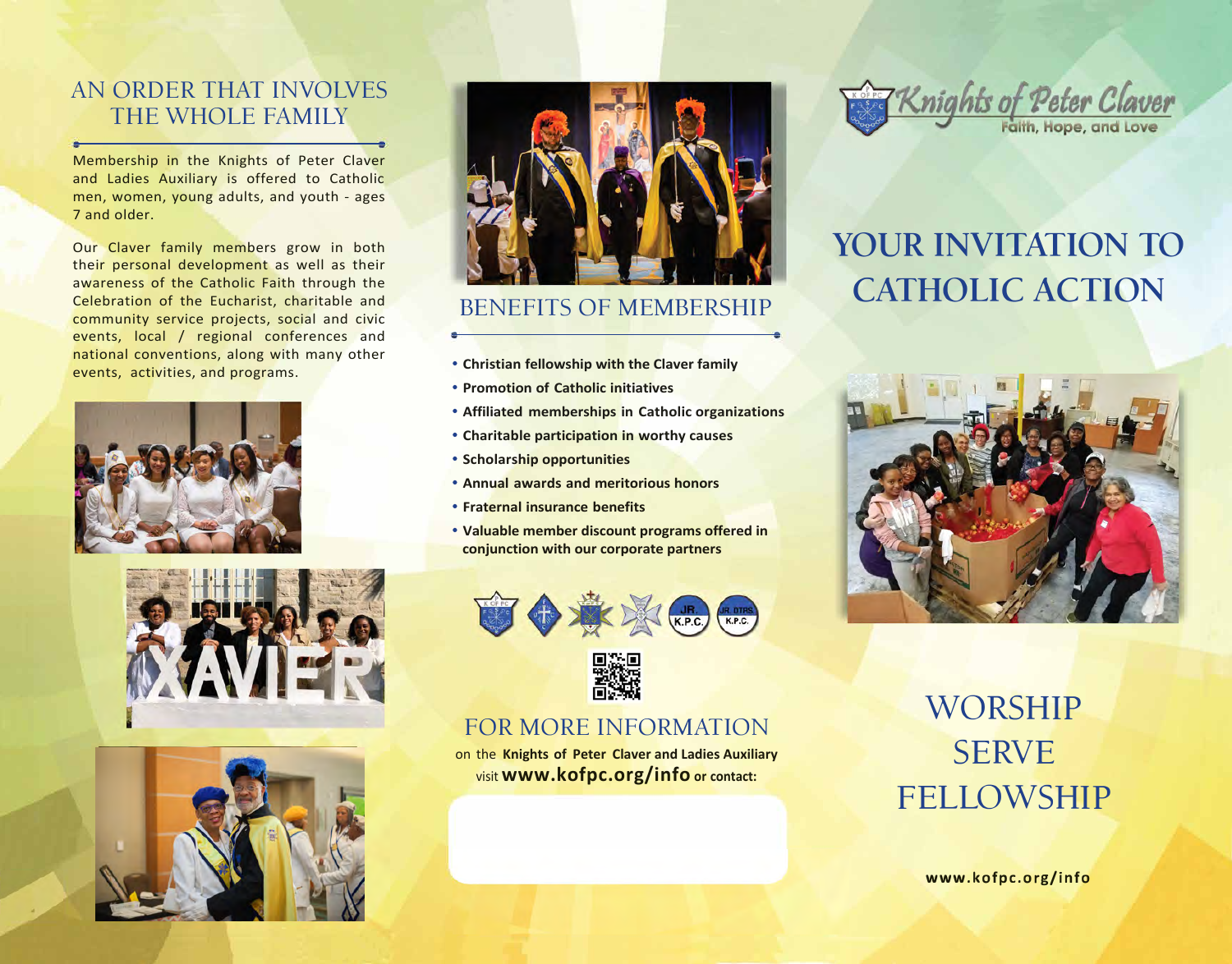## AN ORDER THAT INVOLVES THE WHOLE FAMILY

Membership in the Knights of Peter Claver and Ladies Auxiliary is offered to Catholic men, women, young adults, and youth - ages 7 and older.

Our Claver family members grow in both their personal development as well as their awareness of the Catholic Faith through the Celebration of the Eucharist, charitable and community service projects, social and civic events, local / regional conferences and national conventions, along with many other events, activities, and programs.

## BENEFITS OF MEMBERSHIP

- **Christian fellowship with the Claver family**
- **Promotion of Catholic initiatives**
- **Affiliated memberships in Catholic organizations**
- **Charitable participation in worthy causes**
- **Scholarship opportunities**
- **Annual awards and meritorious honors**
- **Fraternal insurance benefits**
- **Valuable member discount programs offered in conjunction with our corporate partners**

## FOR MORE INFORMATION

on the **Knights of Peter Claver and Ladies Auxiliary**
visit **www.kofpc.org/info or contact:**

Knights of Peter Claver
Faith, Hope, and Love

# YOUR INVITATION TO CATHOLIC ACTION

## WORSHIP
## SERVE
## FELLOWSHIP

**www.kofpc.org/info**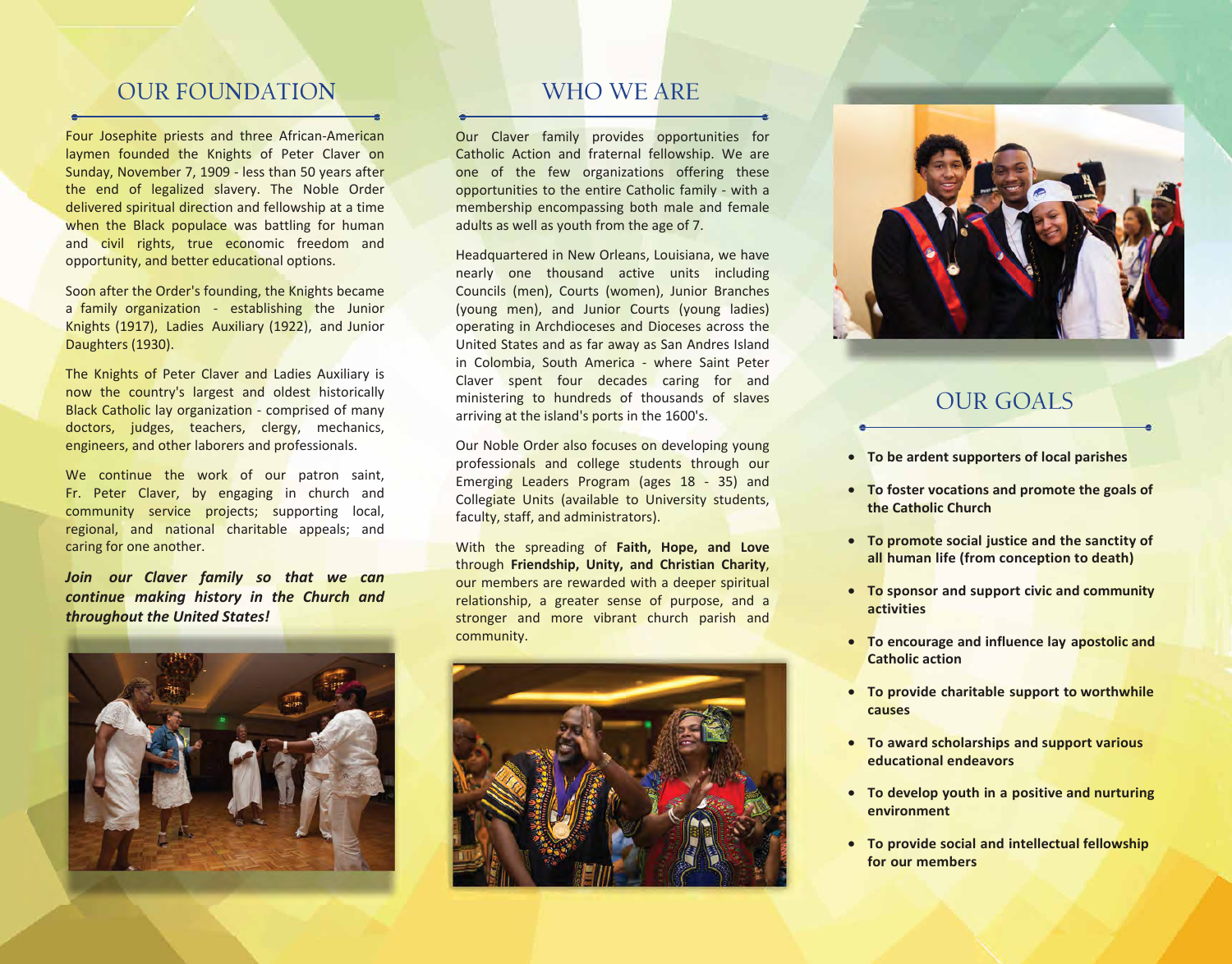## OUR FOUNDATION

Four Josephite priests and three African-American laymen founded the Knights of Peter Claver on Sunday, November 7, 1909 - less than 50 years after the end of legalized slavery. The Noble Order delivered spiritual direction and fellowship at a time when the Black populace was battling for human and civil rights, true economic freedom and opportunity, and better educational options.

Soon after the Order's founding, the Knights became a family organization - establishing the Junior Knights (1917), Ladies Auxiliary (1922), and Junior Daughters (1930).

The Knights of Peter Claver and Ladies Auxiliary is now the country's largest and oldest historically Black Catholic lay organization - comprised of many doctors, judges, teachers, clergy, mechanics, engineers, and other laborers and professionals.

We continue the work of our patron saint, Fr. Peter Claver, by engaging in church and community service projects; supporting local, regional, and national charitable appeals; and caring for one another.

***Join our Claver family so that we can continue making history in the Church and throughout the United States!***

## WHO WE ARE

Our Claver family provides opportunities for Catholic Action and fraternal fellowship. We are one of the few organizations offering these opportunities to the entire Catholic family - with a membership encompassing both male and female adults as well as youth from the age of 7.

Headquartered in New Orleans, Louisiana, we have nearly one thousand active units including Councils (men), Courts (women), Junior Branches (young men), and Junior Courts (young ladies) operating in Archdioceses and Dioceses across the United States and as far away as San Andres Island in Colombia, South America - where Saint Peter Claver spent four decades caring for and ministering to hundreds of thousands of slaves arriving at the island's ports in the 1600's.

Our Noble Order also focuses on developing young professionals and college students through our Emerging Leaders Program (ages 18 - 35) and Collegiate Units (available to University students, faculty, staff, and administrators).

With the spreading of **Faith, Hope, and Love** through **Friendship, Unity, and Christian Charity**, our members are rewarded with a deeper spiritual relationship, a greater sense of purpose, and a stronger and more vibrant church parish and community.

## OUR GOALS

- **To be ardent supporters of local parishes**
- **To foster vocations and promote the goals of the Catholic Church**
- **To promote social justice and the sanctity of all human life (from conception to death)**
- **To sponsor and support civic and community activities**
- **To encourage and influence lay apostolic and Catholic action**
- **To provide charitable support to worthwhile causes**
- **To award scholarships and support various educational endeavors**
- **To develop youth in a positive and nurturing environment**
- **To provide social and intellectual fellowship for our members**